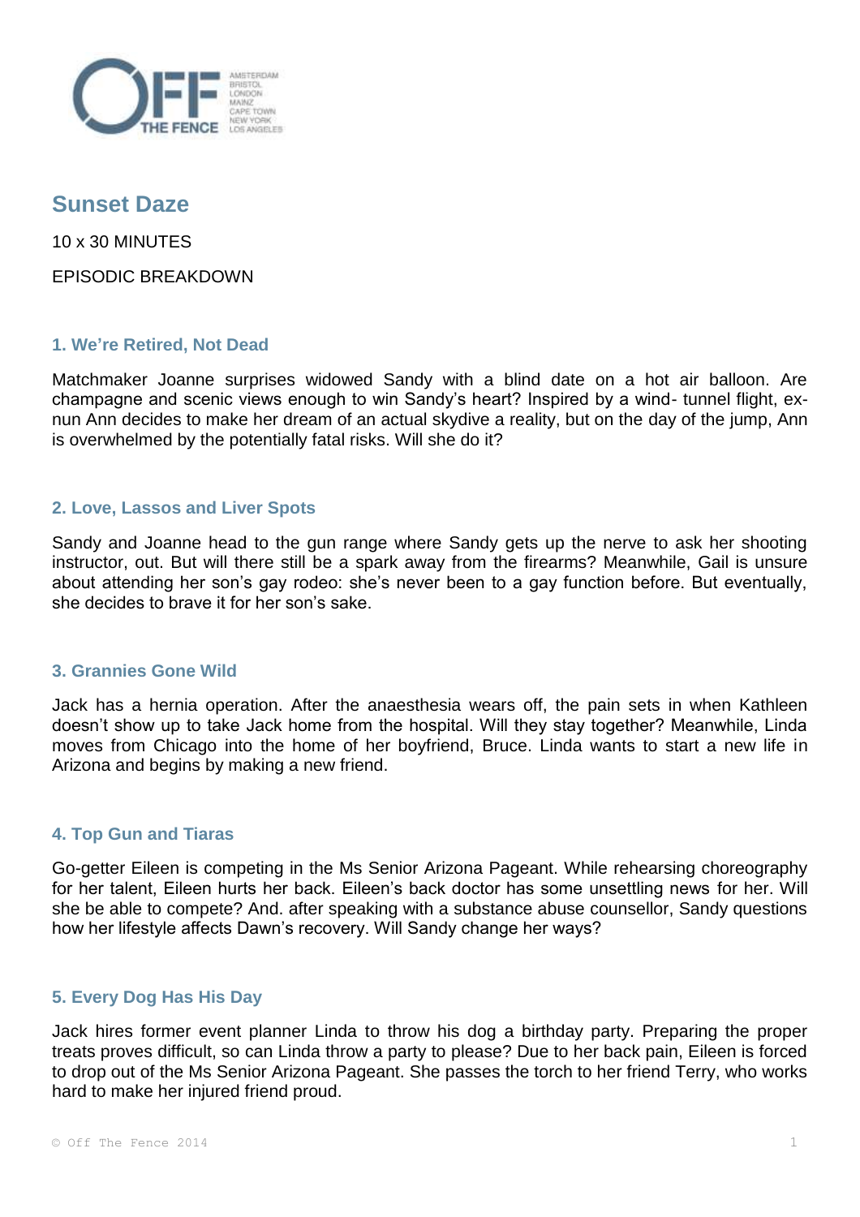# Sunset Daze

10 x 30 MINUTES

EPISODIC BREAKDOWN

## 1. We're Retired, Not Dead

Matchmaker Joanne surprises widowed Sandy with a blind date on a hot air balloon. Are champagne and scenic views enough to win Sandy's heart? Inspired by a wind- tunnel flight, ex-nun Ann decides to make her dream of an actual skydive a reality, but on the day of the jump, Ann is overwhelmed by the potentially fatal risks. Will she do it?

## 2. Love, Lassos and Liver Spots

Sandy and Joanne head to the gun range where Sandy gets up the nerve to ask her shooting instructor, out. But will there still be a spark away from the firearms? Meanwhile, Gail is unsure about attending her son's gay rodeo: she's never been to a gay function before. But eventually, she decides to brave it for her son's sake.

## 3. Grannies Gone Wild

Jack has a hernia operation. After the anaesthesia wears off, the pain sets in when Kathleen doesn't show up to take Jack home from the hospital. Will they stay together? Meanwhile, Linda moves from Chicago into the home of her boyfriend, Bruce. Linda wants to start a new life in Arizona and begins by making a new friend.

## 4. Top Gun and Tiaras

Go-getter Eileen is competing in the Ms Senior Arizona Pageant. While rehearsing choreography for her talent, Eileen hurts her back. Eileen's back doctor has some unsettling news for her. Will she be able to compete? And. after speaking with a substance abuse counsellor, Sandy questions how her lifestyle affects Dawn's recovery. Will Sandy change her ways?

## 5. Every Dog Has His Day

Jack hires former event planner Linda to throw his dog a birthday party. Preparing the proper treats proves difficult, so can Linda throw a party to please? Due to her back pain, Eileen is forced to drop out of the Ms Senior Arizona Pageant. She passes the torch to her friend Terry, who works hard to make her injured friend proud.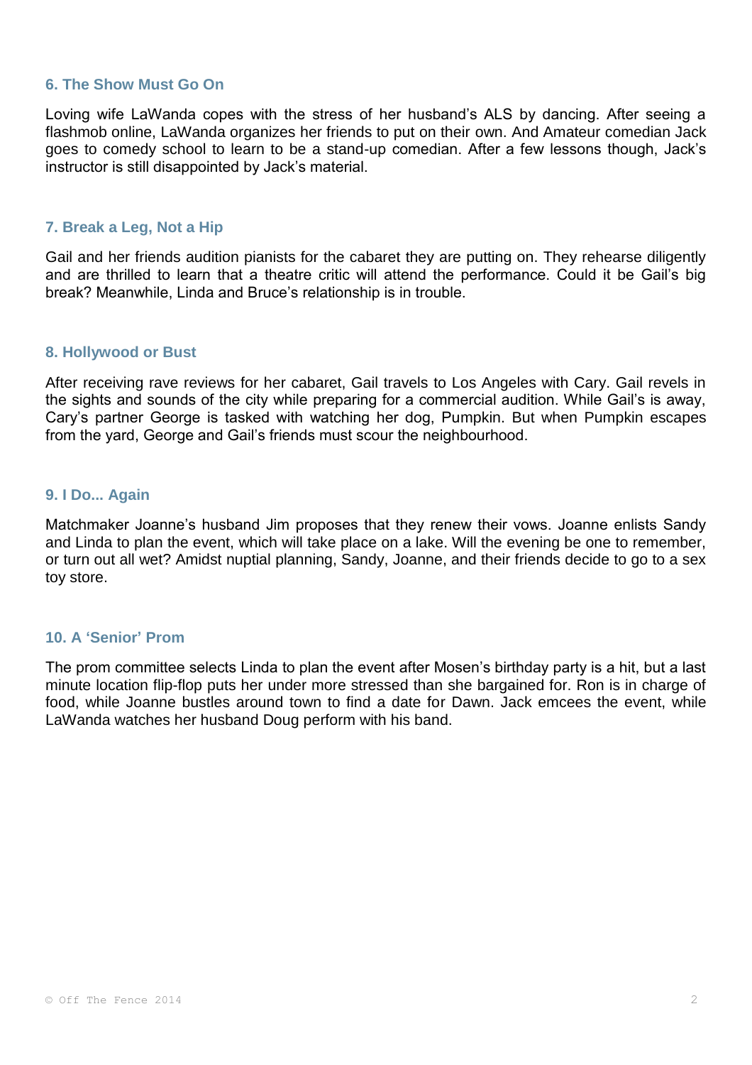### 6. The Show Must Go On

Loving wife LaWanda copes with the stress of her husband's ALS by dancing. After seeing a flashmob online, LaWanda organizes her friends to put on their own. And Amateur comedian Jack goes to comedy school to learn to be a stand-up comedian. After a few lessons though, Jack's instructor is still disappointed by Jack's material.

### 7. Break a Leg, Not a Hip

Gail and her friends audition pianists for the cabaret they are putting on. They rehearse diligently and are thrilled to learn that a theatre critic will attend the performance. Could it be Gail's big break? Meanwhile, Linda and Bruce's relationship is in trouble.

### 8. Hollywood or Bust

After receiving rave reviews for her cabaret, Gail travels to Los Angeles with Cary. Gail revels in the sights and sounds of the city while preparing for a commercial audition. While Gail's is away, Cary's partner George is tasked with watching her dog, Pumpkin. But when Pumpkin escapes from the yard, George and Gail's friends must scour the neighbourhood.

### 9. I Do... Again

Matchmaker Joanne's husband Jim proposes that they renew their vows. Joanne enlists Sandy and Linda to plan the event, which will take place on a lake. Will the evening be one to remember, or turn out all wet? Amidst nuptial planning, Sandy, Joanne, and their friends decide to go to a sex toy store.

### 10. A 'Senior' Prom

The prom committee selects Linda to plan the event after Mosen's birthday party is a hit, but a last minute location flip-flop puts her under more stressed than she bargained for. Ron is in charge of food, while Joanne bustles around town to find a date for Dawn. Jack emcees the event, while LaWanda watches her husband Doug perform with his band.